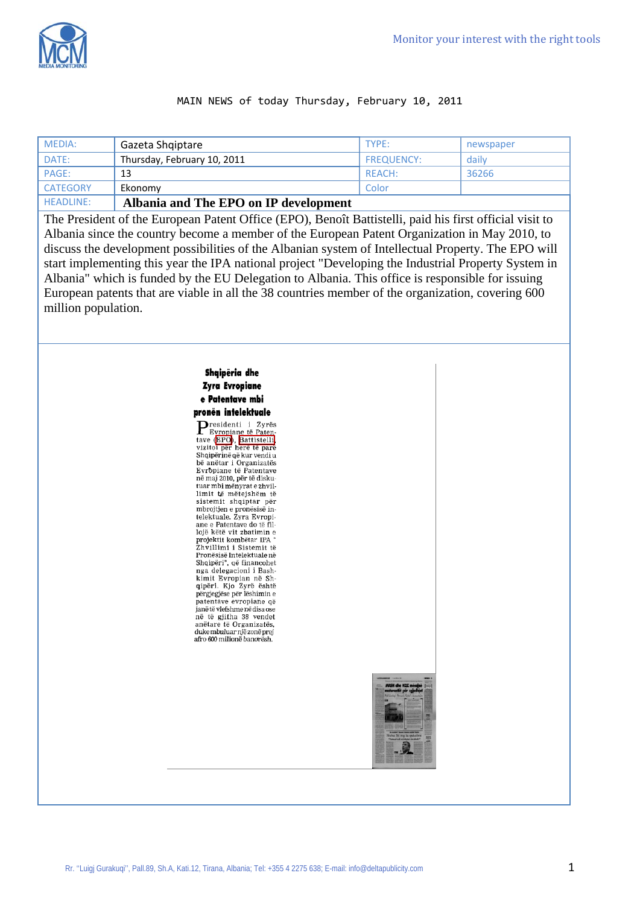MAIN NEWS of today Thursday, February 10, 2011

| MEDIA: | Gazeta Shqiptare | TYPE: | newspaper |
|---|---|---|---|
| DATE: | Thursday, February 10, 2011 | FREQUENCY: | daily |
| PAGE: | 13 | REACH: | 36266 |
| CATEGORY | Ekonomy | Color | |
| HEADLINE: | **Albania and The EPO on IP development** | | |

The President of the European Patent Office (EPO), Benoît Battistelli, paid his first official visit to Albania since the country become a member of the European Patent Organization in May 2010, to discuss the development possibilities of the Albanian system of Intellectual Property. The EPO will start implementing this year the IPA national project "Developing the Industrial Property System in Albania" which is funded by the EU Delegation to Albania. This office is responsible for issuing European patents that are viable in all the 38 countries member of the organization, covering 600 million population.

**Shqipëria dhe Zyra Evropiane e Patentave mbi pronën intelektuale**

Presidenti i Zyrës Evropiane të Patentave (EPO), Battistelli, vizitoi për herë të parë Shqipërinë që kur vendi u bë anëtar i Organizatës Evropiane të Patentave në maj 2010, për të diskutuar mbi mënyrat e zhvillimit të mëtejshëm të sistemit shqiptar për mbrojtjen e pronësisë intelektuale. Zyra Evropiane e Patentave do të fillojë këtë vit zbatimin e projektit kombëtar IPA " Zhvillimi i Sistemit të Pronësisë Intelektuale në Shqipëri", që financohet nga delegacioni i Bashkimit Evropian në Shqipëri. Kjo Zyrë është përgjegjëse për lëshimin e patentave evropiane që janë të vlefshme në disa ose në të gjitha 38 vendet anëtare të Organizatës, duke mbuluar një zonë prej afro 600 milionë banorësh.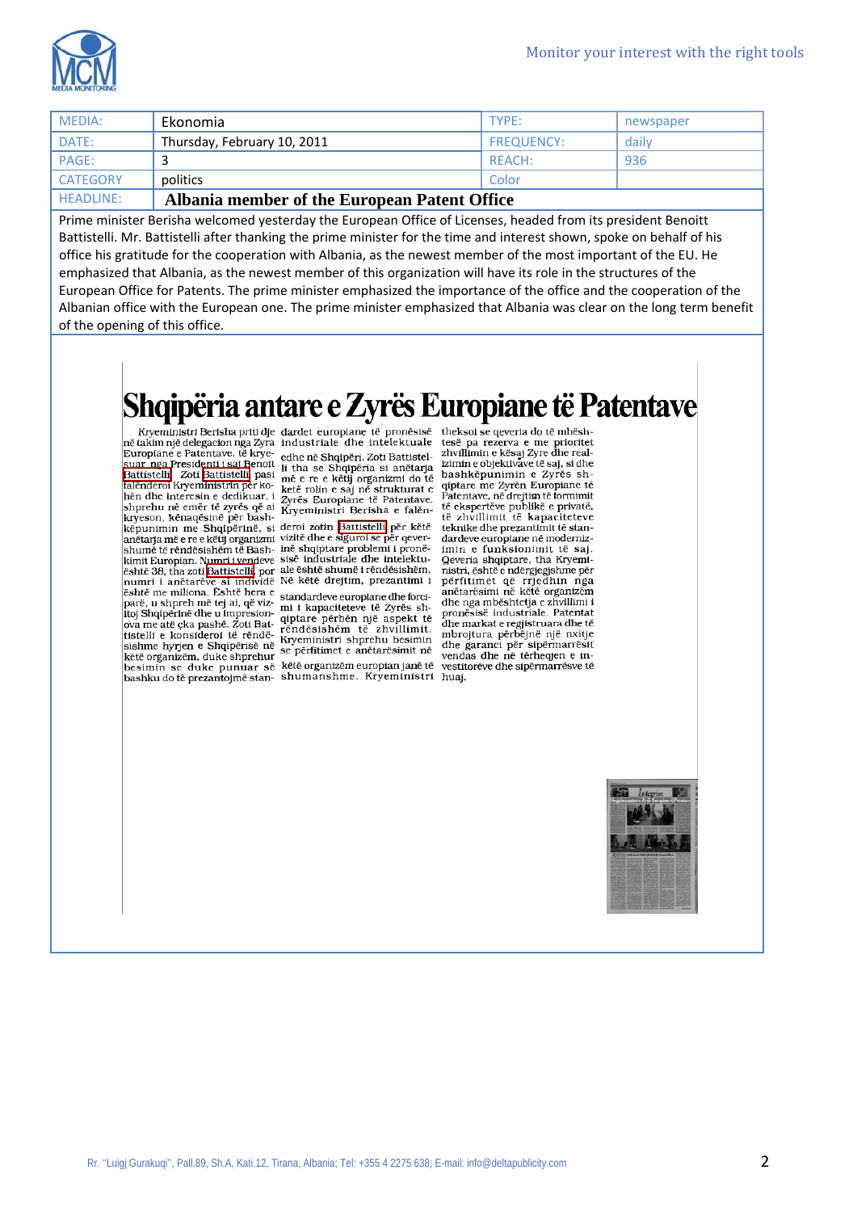| MEDIA: | Ekonomia | TYPE: | newspaper |
|---|---|---|---|
| DATE: | Thursday, February 10, 2011 | FREQUENCY: | daily |
| PAGE: | 3 | REACH: | 936 |
| CATEGORY | politics | Color | |
| HEADLINE: | **Albania member of the European Patent Office** | | |

Prime minister Berisha welcomed yesterday the European Office of Licenses, headed from its president Benoitt Battistelli. Mr. Battistelli after thanking the prime minister for the time and interest shown, spoke on behalf of his office his gratitude for the cooperation with Albania, as the newest member of the most important of the EU. He emphasized that Albania, as the newest member of this organization will have its role in the structures of the European Office for Patents. The prime minister emphasized the importance of the office and the cooperation of the Albanian office with the European one. The prime minister emphasized that Albania was clear on the long term benefit of the opening of this office.

# Shqipëria antare e Zyrës Europiane të Patentave

Kryeministri Berisha priti dje në takim një delegacion nga Zyra Europiane e Patentave, të kryesuar nga Presidenti i saj Benoit Battistelli. Zoti Battistelli pasi falënderoi Kryeministrin për kohën dhe interesin e dedikuar, i shprehu në emër të zyrës që ai kryeson, kënaqësinë për bashkëpunimin me Shqipërinë, si anëtarja më e re e këtij organizmi shumë të rëndësishëm të Bashkimit Europian. Numri i vendeve është 38, tha zoti Battistelli, por numri i anëtarëve si individë është me miliona. Është hera e parë, u shpreh më tej ai, që vizitoj Shqipërinë dhe u impresionova me atë çka pashë. Zoti Battistelli e konsideroi të rëndësishme hyrjen e Shqipërisë në këtë organizëm, duke shprehur besimin se duke punuar së bashku do të prezantojmë standardet europiane të pronësisë industriale dhe intelektuale edhe në Shqipëri. Zoti Battistelli tha se Shqipëria si anëtarja më e re e këtij organizmi do të ketë rolin e saj në strukturat e Zyrës Europiane të Patentave. Kryeministri Berisha e falënderoi zotin Battistelli për këtë vizitë dhe e siguroi se për qeverinë shqiptare problemi i pronësisë industriale dhe intelektuale është shumë i rëndësishëm. Në këtë drejtim, prezantimi i standardeve europiane dhe forcimi i kapaciteteve të Zyrës shqiptare përbën një aspekt të rëndësishëm të zhvillimit. Kryeministri shprehu besimin se përfitimet e anëtarësimit në këtë organizëm europian janë të shumanshme. Kryeministri theksoi se qeveria do të mbështesë pa rezerva e me prioritet zhvillimin e kësaj Zyre dhe realizimin e objektivave të saj, si dhe bashkëpunimin e Zyrës shqiptare me Zyrën Europiane të Patentave, në drejtim të formimit të ekspertëve publikë e privatë, të zhvillimit të kapaciteteve teknike dhe prezantimit të standardeve europiane në modernizimin e funksionimit të saj. Qeveria shqiptare, tha Kryeministri, është e ndërgjegjshme për përfitimet që rrjedhin nga anëtarësimi në këtë organizëm dhe nga mbështetja e zhvillimi i pronësisë industriale. Patentat dhe markat e regjistruara dhe të mbrojtura përbëjnë një nxitje dhe garanci për sipërmarrësit vendas dhe në tërheqjen e investitorëve dhe sipërmarrësve të huaj.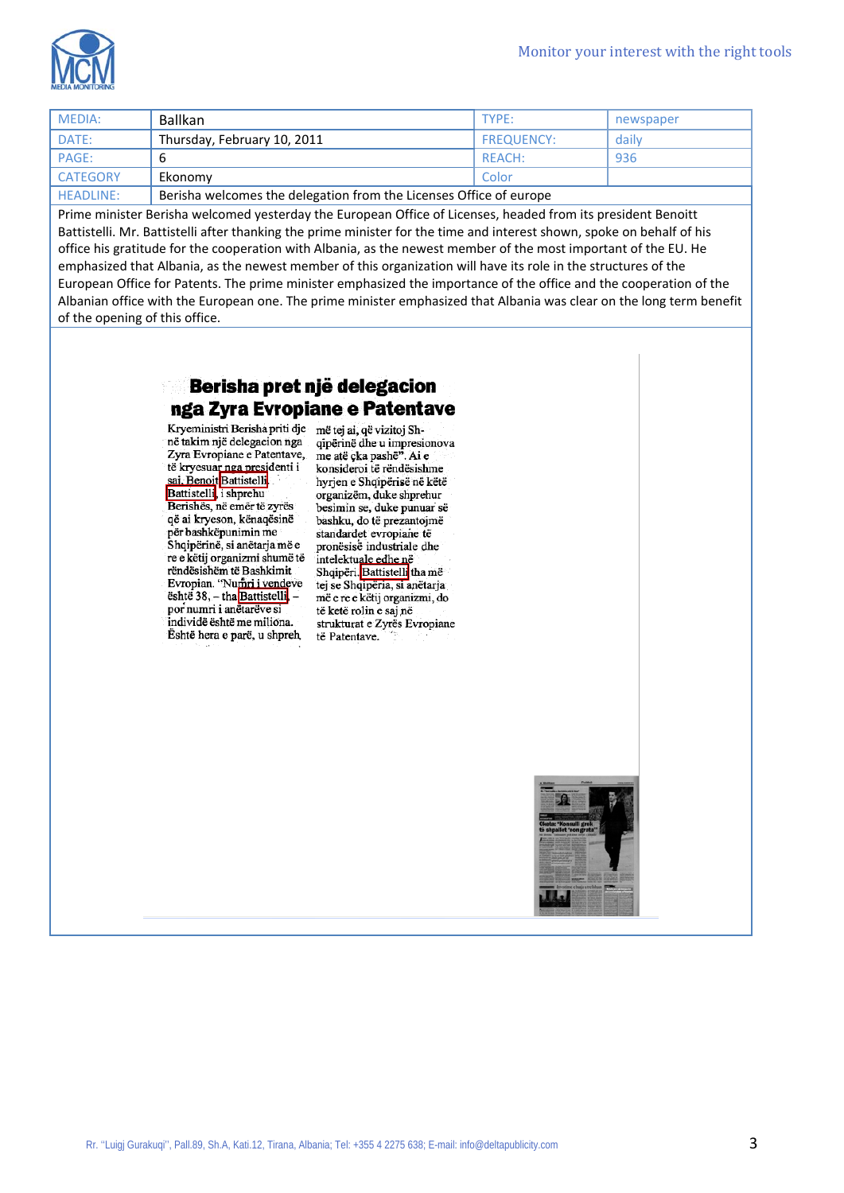| MEDIA: | Ballkan | TYPE: | newspaper |
|---|---|---|---|
| DATE: | Thursday, February 10, 2011 | FREQUENCY: | daily |
| PAGE: | 6 | REACH: | 936 |
| CATEGORY | Ekonomy | Color | |
| HEADLINE: | Berisha welcomes the delegation from the Licenses Office of europe | | |

Prime minister Berisha welcomed yesterday the European Office of Licenses, headed from its president Benoitt Battistelli. Mr. Battistelli after thanking the prime minister for the time and interest shown, spoke on behalf of his office his gratitude for the cooperation with Albania, as the newest member of the most important of the EU. He emphasized that Albania, as the newest member of this organization will have its role in the structures of the European Office for Patents. The prime minister emphasized the importance of the office and the cooperation of the Albanian office with the European one. The prime minister emphasized that Albania was clear on the long term benefit of the opening of this office.

## Berisha pret një delegacion nga Zyra Evropiane e Patentave

Kryeministri Berisha priti dje në takim një delegacion nga Zyra Evropiane e Patentave, të kryesuar nga presidenti i saj, Benoit Battistelli. Battistelli, i shprehu Berishës, në emër të zyrës që ai kryeson, kënaqësinë për bashkëpunimin me Shqipërinë, si anëtarja më e re e këtij organizmi shumë të rëndësishëm të Bashkimit Evropian. "Numri i vendeve është 38, – tha Battistelli, – por numri i anëtarëve si individë është me miliona. Është hera e parë, u shpreh më tej ai, që vizitoj Shqipërinë dhe u impresionova me atë çka pashë". Ai e konsideroi të rëndësishme hyrjen e Shqipërisë në këtë organizëm, duke shprehur besimin se, duke punuar së bashku, do të prezantojmë standardet evropiane të pronësisë industriale dhe intelektuale edhe në Shqipëri. Battistelli tha më tej se Shqipëria, si anëtarja më e re e këtij organizmi, do të ketë rolin e saj në strukturat e Zyrës Evropiane të Patentave.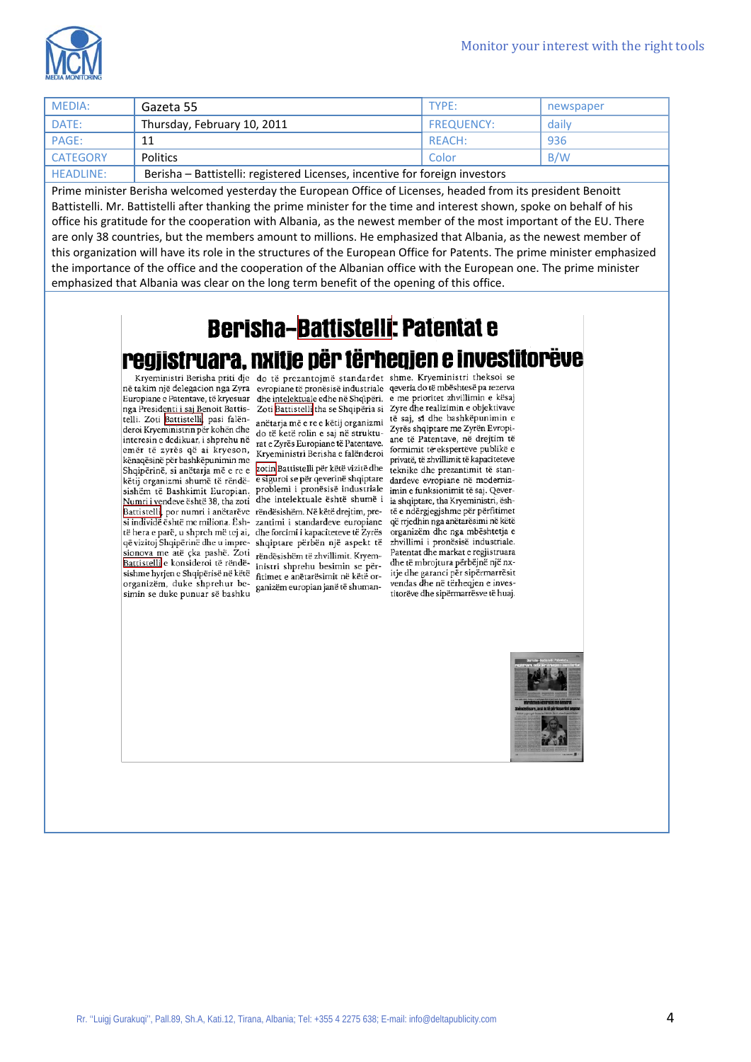| MEDIA: | Gazeta 55 | TYPE: | newspaper |
|---|---|---|---|
| DATE: | Thursday, February 10, 2011 | FREQUENCY: | daily |
| PAGE: | 11 | REACH: | 936 |
| CATEGORY | Politics | Color | B/W |
| HEADLINE: | Berisha – Battistelli: registered Licenses, incentive for foreign investors | | |

Prime minister Berisha welcomed yesterday the European Office of Licenses, headed from its president Benoitt Battistelli. Mr. Battistelli after thanking the prime minister for the time and interest shown, spoke on behalf of his office his gratitude for the cooperation with Albania, as the newest member of the most important of the EU. There are only 38 countries, but the members amount to millions. He emphasized that Albania, as the newest member of this organization will have its role in the structures of the European Office for Patents. The prime minister emphasized the importance of the office and the cooperation of the Albanian office with the European one. The prime minister emphasized that Albania was clear on the long term benefit of the opening of this office.

# Berisha–Battistelli: Patentat e regjistruara, nxitje për tërheqjen e investitorëve

Kryeministri Berisha priti dje në takim një delegacion nga Zyra Europiane e Patentave, të kryesuar nga Presidenti i saj Benoit Battistelli. Zoti Battistelli, pasi falënderoi Kryeministrin për kohën dhe interesin e dedikuar, i shprehu në emër të zyrës që ai kryeson, kënaqësinë për bashkëpunimin me Shqipërinë, si anëtarja më e re e këtij organizmi shumë të rëndësishëm të Bashkimit Europian. Numri i vendeve është 38, tha zoti Battistelli, por numri i anëtarëve si individë është me miliona. Është hera e parë, u shpreh më tej ai, që vizitoj Shqipërinë dhe u impresionova me atë çka pashë. Zoti Battistelli e konsideroi të rëndësishme hyrjen e Shqipërisë në këtë organizëm, duke shprehur besimin se duke punuar së bashku do të prezantojmë standardet evropiane të pronësisë industriale dhe intelektuale edhe në Shqipëri. Zoti Battistelli tha se Shqipëria si anëtarja më e re e këtij organizmi do të ketë rolin e saj në strukturat e Zyrës Europiane të Patentave. Kryeministri Berisha e falënderoi zotin Battistelli për këtë vizitë dhe e siguroi se për qeverinë shqiptare problemi i pronësisë industriale dhe intelektuale është shumë i rëndësishëm. Në këtë drejtim, prezantimi i standardeve europiane dhe forcimi i kapaciteteve të Zyrës shqiptare përbën një aspekt të rëndësishëm të zhvillimit. Kryeministri shprehu besimin se përfitimet e anëtarësimit në këtë organizëm europian janë të shumanshme. Kryeministri theksoi se qeveria do të mbështesë pa rezerva Zyrë dhe realizimin e objektivave të saj, si dhe bashkëpunimin e Zyrës shqiptare me Zyrën Evropiane të Patentave, në drejtim të formimit të ekspertëve publikë e privatë, të zhvillimit të kapaciteteve teknike dhe prezantimit të standardeve evropiane në modernizimin e funksionimit të saj. Qeveria shqiptare, tha Kryeministri, është e ndërgjegjshme për përfitimet që rrjedhin nga anëtarësimi në këtë organizëm dhe nga mbështetja e zhvillimi i pronësisë industriale. Patentat dhe markat e regjistruara dhe të mbrojtura përbëjnë një nxitje dhe garanci për sipërmarrësit vendas dhe në tërheqjen e investitorëve dhe sipërmarrësve të huaj.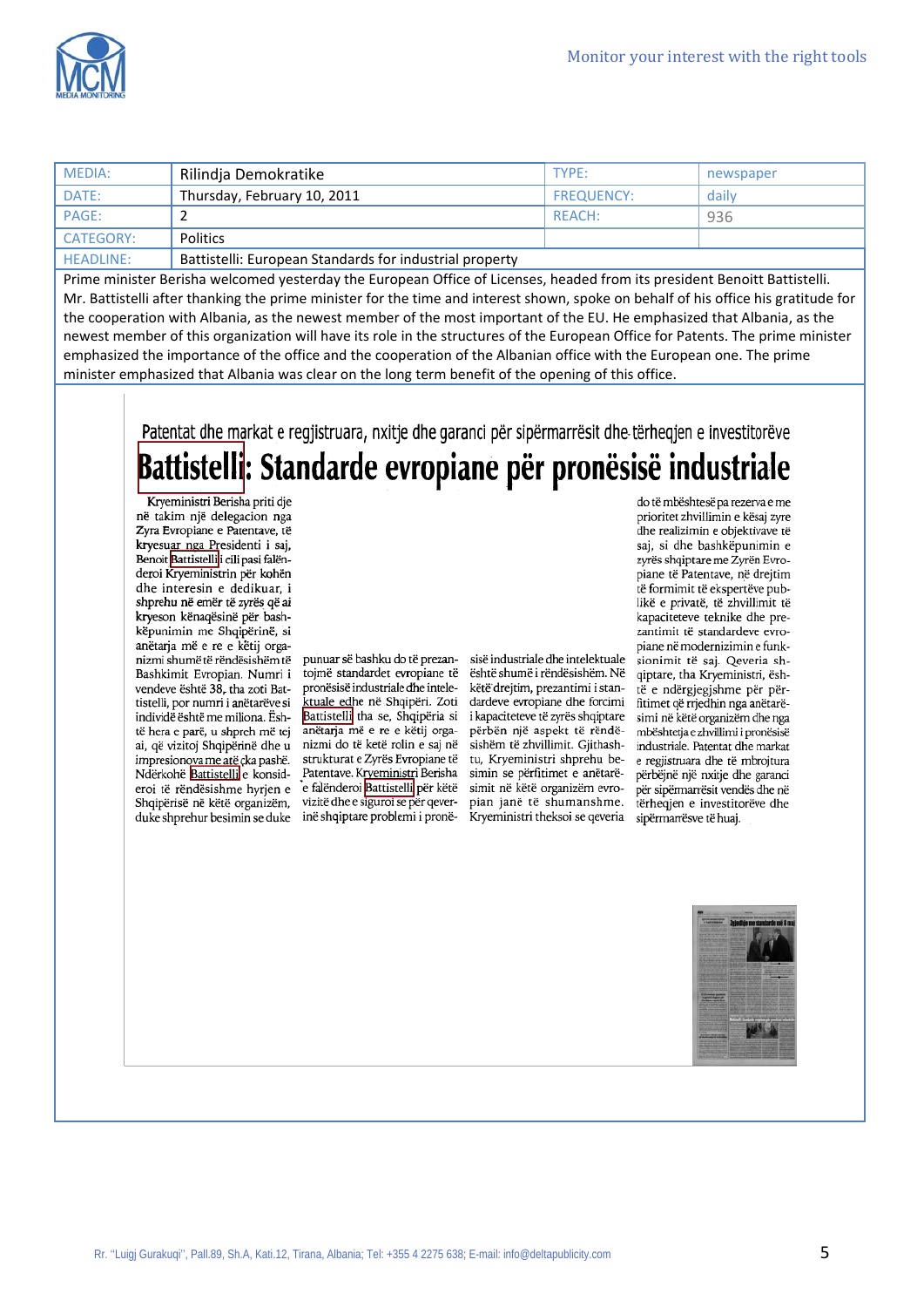| MEDIA: | Rilindja Demokratike | TYPE: | newspaper |
|---|---|---|---|
| DATE: | Thursday, February 10, 2011 | FREQUENCY: | daily |
| PAGE: | 2 | REACH: | 936 |
| CATEGORY: | Politics | | |
| HEADLINE: | Battistelli: European Standards for industrial property | | |

Prime minister Berisha welcomed yesterday the European Office of Licenses, headed from its president Benoitt Battistelli. Mr. Battistelli after thanking the prime minister for the time and interest shown, spoke on behalf of his office his gratitude for the cooperation with Albania, as the newest member of the most important of the EU. He emphasized that Albania, as the newest member of this organization will have its role in the structures of the European Office for Patents. The prime minister emphasized the importance of the office and the cooperation of the Albanian office with the European one. The prime minister emphasized that Albania was clear on the long term benefit of the opening of this office.

Patentat dhe markat e regjistruara, nxitje dhe garanci për sipërmarrësit dhe tërheqjen e investitorëve

# Battistelli: Standarde evropiane për pronësisë industriale

Kryeministri Berisha priti dje në takim një delegacion nga Zyra Evropiane e Patentave, të kryesuar nga Presidenti i saj, Benoit Battistelli i cili pasi falënderoi Kryeministrin për kohën dhe interesin e dedikuar, i shprehu në emër të zyrës që ai kryeson kënaqësinë për bashkëpunimin me Shqipërinë, si anëtarja më e re e këtij organizmi shumë të rëndësishëm të Bashkimit Evropian. Numri i vendeve është 38, tha zoti Battistelli, por numri i anëtarëve si individë është me miliona. Është hera e parë, u shpreh më tej ai, që vizitoj Shqipërinë dhe u impresionova me atë çka pashë. Ndërkohë Battistelli e konsideroi të rëndësishme hyrjen e Shqipërisë në këtë organizëm, duke shprehur besimin se duke punuar së bashku do të prezantojmë standardet evropiane të pronësisë industriale dhe intelektuale edhe në Shqipëri. Zoti Battistelli tha se, Shqipëria si anëtarja më e re e këtij organizmi do të ketë rolin e saj në strukturat e Zyrës Evropiane të Patentave. Kryeministri Berisha e falënderoi Battistelli për këtë vizitë dhe e siguroi se për qeverinë shqiptare problemi i pronësisë industriale dhe intelektuale është shumë i rëndësishëm. Në këtë drejtim, prezantimi i standardeve evropiane dhe forcimi i kapaciteteve të zyrës shqiptare përbën një aspekt të rëndësishëm të zhvillimit. Gjithashtu, Kryeministri shprehu besimin se përfitimet e anëtarësimit në këtë organizëm evropian janë të shumanshme. Kryeministri theksoi se qeveria do të mbështesë pa rezerva e me prioritet zhvillimin e kësaj zyre dhe realizimin e objektivave të saj, si dhe bashkëpunimin e zyrës shqiptare me Zyrën Evropiane të Patentave, në drejtim të formimit të ekspertëve publikë e privatë, të zhvillimit të kapaciteteve teknike dhe prezantimit të standardeve evropiane në modernizimin e funksionimit të saj. Qeveria shqiptare, tha Kryeministri, është e ndërgjegjshme për përfitimet që rrjedhin nga anëtarësimi në këtë organizëm dhe nga mbështetja e zhvillimi i pronësisë industriale. Patentat dhe markat e regjistruara dhe të mbrojtura përbëjnë një nxitje dhe garanci për sipërmarrësit vendës dhe në tërheqjen e investitorëve dhe sipërmarrësve të huaj.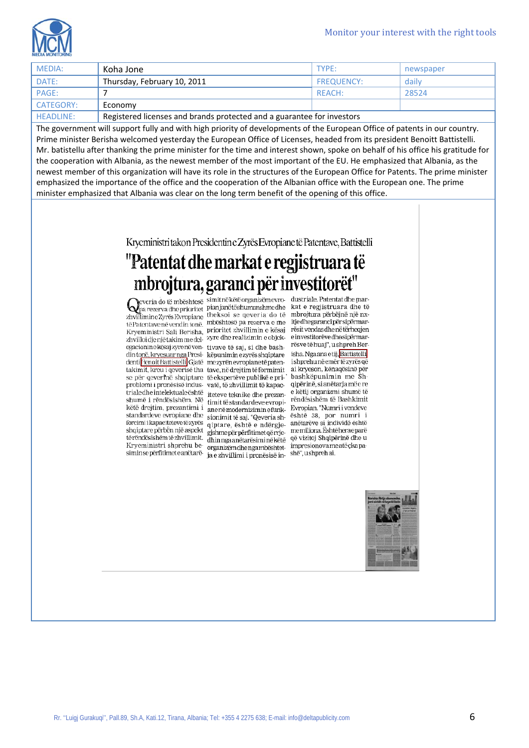| | | | |
|---|---|---|---|
| MEDIA: | Koha Jone | TYPE: | newspaper |
| DATE: | Thursday, February 10, 2011 | FREQUENCY: | daily |
| PAGE: | 7 | REACH: | 28524 |
| CATEGORY: | Economy | | |
| HEADLINE: | Registered licenses and brands protected and a guarantee for investors | | |

The government will support fully and with high priority of developments of the European Office of patents in our country. Prime minister Berisha welcomed yesterday the European Office of Licenses, headed from its president Benoitt Battistelli. Mr. batistellu after thanking the prime minister for the time and interest shown, spoke on behalf of his office his gratitude for the cooperation with Albania, as the newest member of the most important of the EU. He emphasized that Albania, as the newest member of this organization will have its role in the structures of the European Office for Patents. The prime minister emphasized the importance of the office and the cooperation of the Albanian office with the European one. The prime minister emphasized that Albania was clear on the long term benefit of the opening of this office.

Kryeministri takon Presidentin e Zyrës Evropiane të Patentave, Battistelli

# "Patentat dhe markat e regjistruara të mbrojtura, garanci për investitorët"

Qeveria do të mbështesë pa rezerva dhe prioritet zhvillimin e Zyrës Evropiane të Patentave në vendin tonë. Kryeministri Sali Berisha, zhvilloi dje një takim me delegacionin e kësaj zyre në vendin tonë, kryesuar nga Presidenti Benoit Battistelli. Gjatë takimit, kreu i qeverisë tha se për qeverinë shqiptare problemi i pronësisë industriale dhe intelektuale është shumë i rëndësishëm. Në këtë drejtim, prezantimi i standardeve evropiane dhe forcimi i kapaciteteve të zyrës shqiptare përbën një aspekt të rëndësishëm të zhvillimit. Kryeministri shprehu besimin se përfitimet e anëtarësimit në këtë organizëm evropian janë të shumanshme dhe theksoi se qeveria do të mbështesë pa rezerva e me prioritet zhvillimin e kësaj zyre dhe realizimin e objektivave të saj, si dhe bashkëpunimin e zyrës shqiptare me zyrën evropiane të patentave, në drejtim të formimit të ekspertëve publikë e privatë, të zhvillimit të kapaciteteve teknike dhe prezantimit të standardeve evropiane në modernizimin e funksionimit të saj. "Qeveria shqiptare, është e ndërgjegjshme për përfitimet që rrjedhin nga anëtarësimi në këtë organizëm dhe ngambështetja e zhvillimi i pronësisë industriale. Patentat dhe markat e regjistruara dhe të mbrojtura përbëjnë një nxitje dhe garanci për sipërmarrësit vendas dhe në tërheqjen e investitorëve dhe sipërmarrësve të huaj", u shpreh Berisha. Nga ana e tij, Battistelli i shprehu në emër të zyrës që ai kryeson, kënaqësinë për bashkëpunimin me Shqipërinë, si anëtarja më e re e këtij organizmi shumë të rëndësishëm të Bashkimit Evropian. "Numri i vendeve është 38, por numri i anëtarëve si individë është me miliona. Është here e parë që vizitoj Shqipërinë dhe u impresionova me atë çka pashë", u shpreh ai.